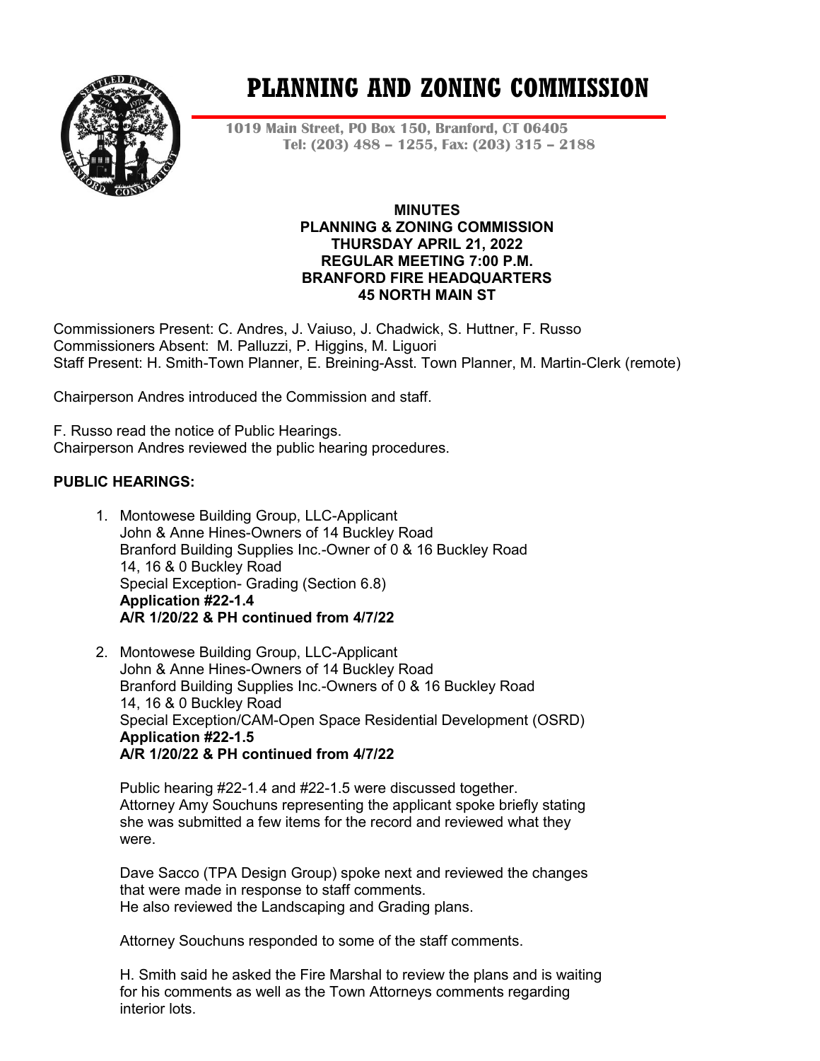# PLANNING AND ZONING COMMISSION

**1019 Main Street, PO Box 150, Branford, CT 06405**
**Tel: (203) 488 – 1255, Fax: (203) 315 – 2188**

**MINUTES**
**PLANNING & ZONING COMMISSION**
**THURSDAY APRIL 21, 2022**
**REGULAR MEETING 7:00 P.M.**
**BRANFORD FIRE HEADQUARTERS**
**45 NORTH MAIN ST**

Commissioners Present: C. Andres, J. Vaiuso, J. Chadwick, S. Huttner, F. Russo
Commissioners Absent: M. Palluzzi, P. Higgins, M. Liguori
Staff Present: H. Smith-Town Planner, E. Breining-Asst. Town Planner, M. Martin-Clerk (remote)

Chairperson Andres introduced the Commission and staff.

F. Russo read the notice of Public Hearings.
Chairperson Andres reviewed the public hearing procedures.

**PUBLIC HEARINGS:**

1. Montowese Building Group, LLC-Applicant
   John & Anne Hines-Owners of 14 Buckley Road
   Branford Building Supplies Inc.-Owner of 0 & 16 Buckley Road
   14, 16 & 0 Buckley Road
   Special Exception- Grading (Section 6.8)
   **Application #22-1.4**
   **A/R 1/20/22 & PH continued from 4/7/22**

2. Montowese Building Group, LLC-Applicant
   John & Anne Hines-Owners of 14 Buckley Road
   Branford Building Supplies Inc.-Owners of 0 & 16 Buckley Road
   14, 16 & 0 Buckley Road
   Special Exception/CAM-Open Space Residential Development (OSRD)
   **Application #22-1.5**
   **A/R 1/20/22 & PH continued from 4/7/22**

   Public hearing #22-1.4 and #22-1.5 were discussed together.
   Attorney Amy Souchuns representing the applicant spoke briefly stating she was submitted a few items for the record and reviewed what they were.

   Dave Sacco (TPA Design Group) spoke next and reviewed the changes that were made in response to staff comments.
   He also reviewed the Landscaping and Grading plans.

   Attorney Souchuns responded to some of the staff comments.

   H. Smith said he asked the Fire Marshal to review the plans and is waiting for his comments as well as the Town Attorneys comments regarding interior lots.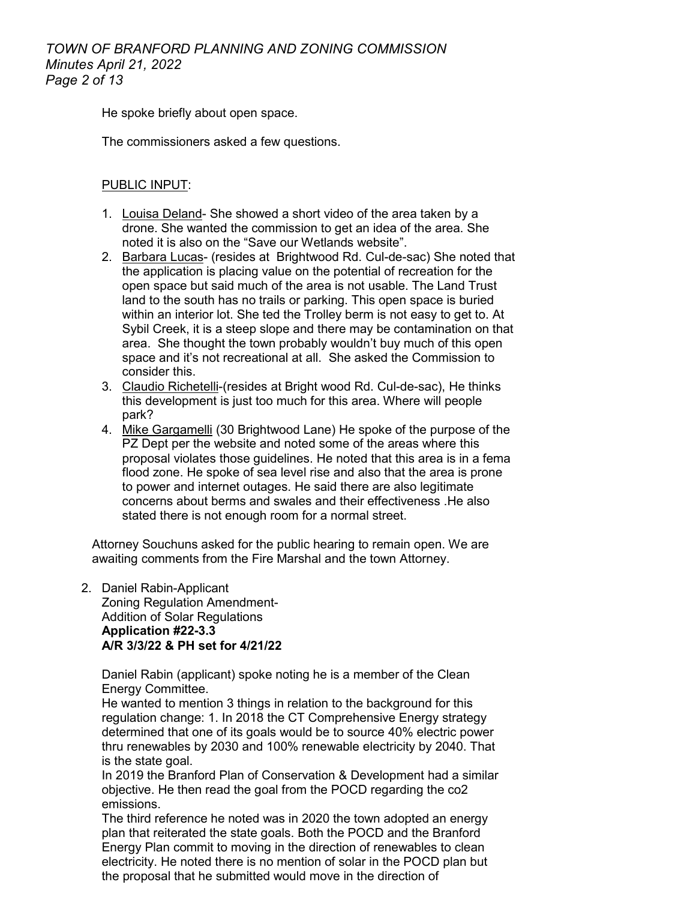He spoke briefly about open space.

The commissioners asked a few questions.

PUBLIC INPUT:

1. Louisa Deland- She showed a short video of the area taken by a drone. She wanted the commission to get an idea of the area. She noted it is also on the "Save our Wetlands website".
2. Barbara Lucas- (resides at Brightwood Rd. Cul-de-sac) She noted that the application is placing value on the potential of recreation for the open space but said much of the area is not usable. The Land Trust land to the south has no trails or parking. This open space is buried within an interior lot. She ted the Trolley berm is not easy to get to. At Sybil Creek, it is a steep slope and there may be contamination on that area. She thought the town probably wouldn't buy much of this open space and it's not recreational at all. She asked the Commission to consider this.
3. Claudio Richetelli-(resides at Bright wood Rd. Cul-de-sac), He thinks this development is just too much for this area. Where will people park?
4. Mike Gargamelli (30 Brightwood Lane) He spoke of the purpose of the PZ Dept per the website and noted some of the areas where this proposal violates those guidelines. He noted that this area is in a fema flood zone. He spoke of sea level rise and also that the area is prone to power and internet outages. He said there are also legitimate concerns about berms and swales and their effectiveness .He also stated there is not enough room for a normal street.

Attorney Souchuns asked for the public hearing to remain open. We are awaiting comments from the Fire Marshal and the town Attorney.

2. Daniel Rabin-Applicant
   Zoning Regulation Amendment-
   Addition of Solar Regulations
   **Application #22-3.3**
   **A/R 3/3/22 & PH set for 4/21/22**

   Daniel Rabin (applicant) spoke noting he is a member of the Clean Energy Committee.
   He wanted to mention 3 things in relation to the background for this regulation change: 1. In 2018 the CT Comprehensive Energy strategy determined that one of its goals would be to source 40% electric power thru renewables by 2030 and 100% renewable electricity by 2040. That is the state goal.
   In 2019 the Branford Plan of Conservation & Development had a similar objective. He then read the goal from the POCD regarding the co2 emissions.
   The third reference he noted was in 2020 the town adopted an energy plan that reiterated the state goals. Both the POCD and the Branford Energy Plan commit to moving in the direction of renewables to clean electricity. He noted there is no mention of solar in the POCD plan but the proposal that he submitted would move in the direction of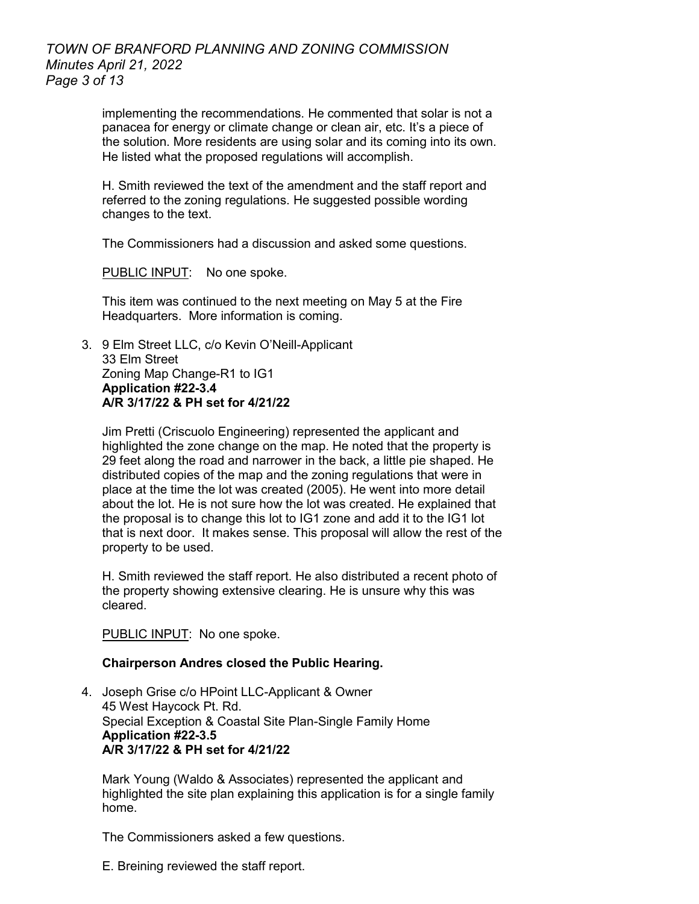implementing the recommendations. He commented that solar is not a panacea for energy or climate change or clean air, etc. It's a piece of the solution. More residents are using solar and its coming into its own. He listed what the proposed regulations will accomplish.

H. Smith reviewed the text of the amendment and the staff report and referred to the zoning regulations. He suggested possible wording changes to the text.

The Commissioners had a discussion and asked some questions.

PUBLIC INPUT: No one spoke.

This item was continued to the next meeting on May 5 at the Fire Headquarters. More information is coming.

3. 9 Elm Street LLC, c/o Kevin O'Neill-Applicant
   33 Elm Street
   Zoning Map Change-R1 to IG1
   **Application #22-3.4**
   **A/R 3/17/22 & PH set for 4/21/22**

   Jim Pretti (Criscuolo Engineering) represented the applicant and highlighted the zone change on the map. He noted that the property is 29 feet along the road and narrower in the back, a little pie shaped. He distributed copies of the map and the zoning regulations that were in place at the time the lot was created (2005). He went into more detail about the lot. He is not sure how the lot was created. He explained that the proposal is to change this lot to IG1 zone and add it to the IG1 lot that is next door. It makes sense. This proposal will allow the rest of the property to be used.

   H. Smith reviewed the staff report. He also distributed a recent photo of the property showing extensive clearing. He is unsure why this was cleared.

   PUBLIC INPUT: No one spoke.

   **Chairperson Andres closed the Public Hearing.**

4. Joseph Grise c/o HPoint LLC-Applicant & Owner
   45 West Haycock Pt. Rd.
   Special Exception & Coastal Site Plan-Single Family Home
   **Application #22-3.5**
   **A/R 3/17/22 & PH set for 4/21/22**

   Mark Young (Waldo & Associates) represented the applicant and highlighted the site plan explaining this application is for a single family home.

   The Commissioners asked a few questions.

   E. Breining reviewed the staff report.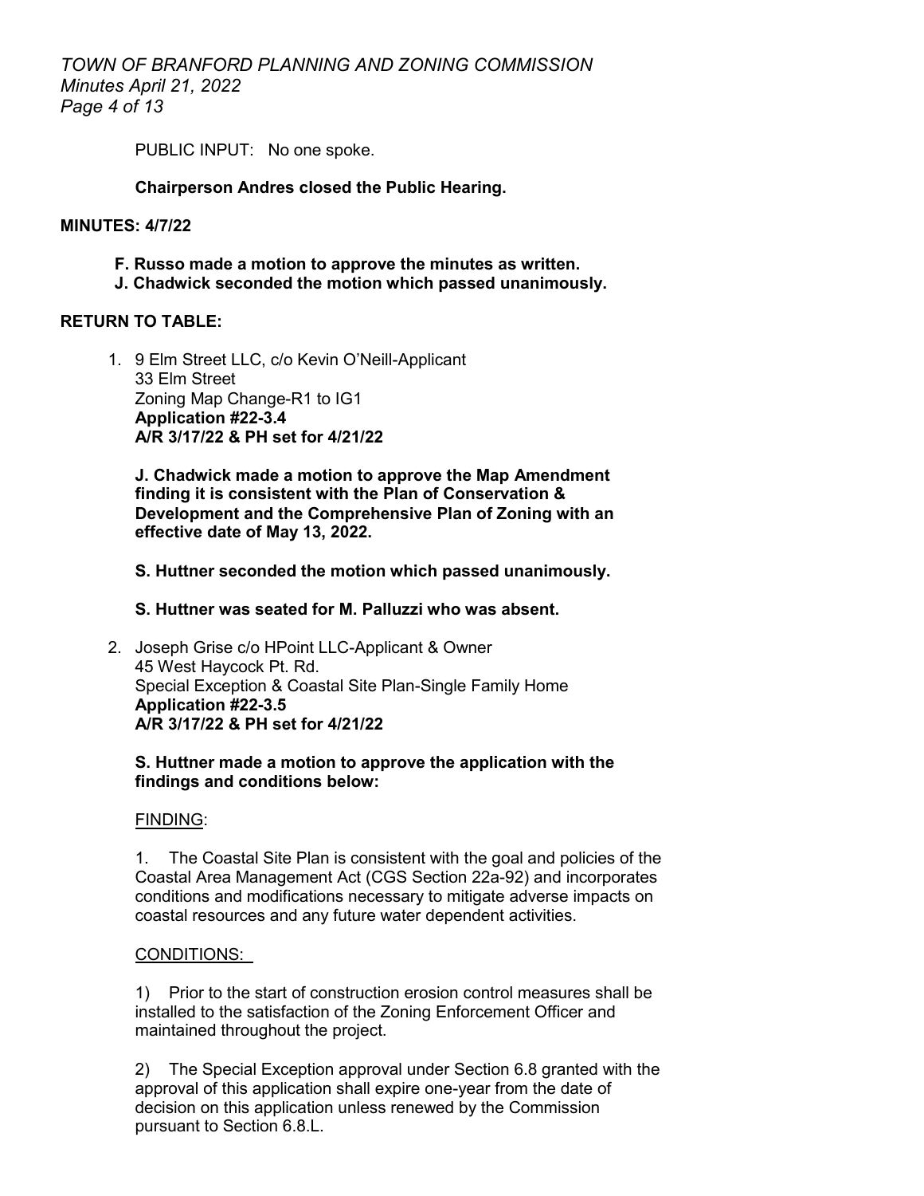PUBLIC INPUT: No one spoke.

**Chairperson Andres closed the Public Hearing.**

**MINUTES: 4/7/22**

**F. Russo made a motion to approve the minutes as written.**
**J. Chadwick seconded the motion which passed unanimously.**

**RETURN TO TABLE:**

1. 9 Elm Street LLC, c/o Kevin O'Neill-Applicant
   33 Elm Street
   Zoning Map Change-R1 to IG1
   **Application #22-3.4**
   **A/R 3/17/22 & PH set for 4/21/22**

   **J. Chadwick made a motion to approve the Map Amendment finding it is consistent with the Plan of Conservation & Development and the Comprehensive Plan of Zoning with an effective date of May 13, 2022.**

   **S. Huttner seconded the motion which passed unanimously.**

   **S. Huttner was seated for M. Palluzzi who was absent.**

2. Joseph Grise c/o HPoint LLC-Applicant & Owner
   45 West Haycock Pt. Rd.
   Special Exception & Coastal Site Plan-Single Family Home
   **Application #22-3.5**
   **A/R 3/17/22 & PH set for 4/21/22**

   **S. Huttner made a motion to approve the application with the findings and conditions below:**

   FINDING:

   1. The Coastal Site Plan is consistent with the goal and policies of the Coastal Area Management Act (CGS Section 22a-92) and incorporates conditions and modifications necessary to mitigate adverse impacts on coastal resources and any future water dependent activities.

   CONDITIONS:

   1) Prior to the start of construction erosion control measures shall be installed to the satisfaction of the Zoning Enforcement Officer and maintained throughout the project.

   2) The Special Exception approval under Section 6.8 granted with the approval of this application shall expire one-year from the date of decision on this application unless renewed by the Commission pursuant to Section 6.8.L.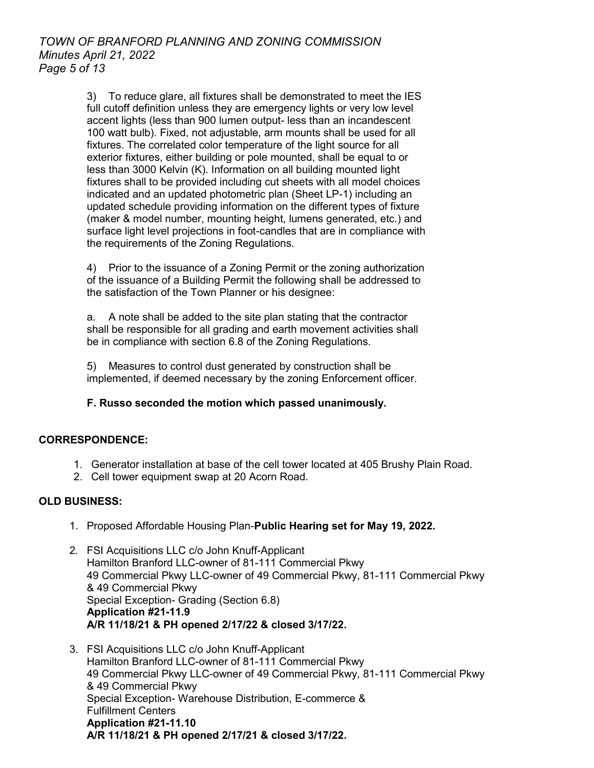3) To reduce glare, all fixtures shall be demonstrated to meet the IES full cutoff definition unless they are emergency lights or very low level accent lights (less than 900 lumen output- less than an incandescent 100 watt bulb). Fixed, not adjustable, arm mounts shall be used for all fixtures. The correlated color temperature of the light source for all exterior fixtures, either building or pole mounted, shall be equal to or less than 3000 Kelvin (K). Information on all building mounted light fixtures shall to be provided including cut sheets with all model choices indicated and an updated photometric plan (Sheet LP-1) including an updated schedule providing information on the different types of fixture (maker & model number, mounting height, lumens generated, etc.) and surface light level projections in foot-candles that are in compliance with the requirements of the Zoning Regulations.

4) Prior to the issuance of a Zoning Permit or the zoning authorization of the issuance of a Building Permit the following shall be addressed to the satisfaction of the Town Planner or his designee:

a. A note shall be added to the site plan stating that the contractor shall be responsible for all grading and earth movement activities shall be in compliance with section 6.8 of the Zoning Regulations.

5) Measures to control dust generated by construction shall be implemented, if deemed necessary by the zoning Enforcement officer.

**F. Russo seconded the motion which passed unanimously.**

**CORRESPONDENCE:**

1. Generator installation at base of the cell tower located at 405 Brushy Plain Road.
2. Cell tower equipment swap at 20 Acorn Road.

**OLD BUSINESS:**

1. Proposed Affordable Housing Plan-**Public Hearing set for May 19, 2022.**

2. FSI Acquisitions LLC c/o John Knuff-Applicant
   Hamilton Branford LLC-owner of 81-111 Commercial Pkwy
   49 Commercial Pkwy LLC-owner of 49 Commercial Pkwy, 81-111 Commercial Pkwy & 49 Commercial Pkwy
   Special Exception- Grading (Section 6.8)
   **Application #21-11.9**
   **A/R 11/18/21 & PH opened 2/17/22 & closed 3/17/22.**

3. FSI Acquisitions LLC c/o John Knuff-Applicant
   Hamilton Branford LLC-owner of 81-111 Commercial Pkwy
   49 Commercial Pkwy LLC-owner of 49 Commercial Pkwy, 81-111 Commercial Pkwy & 49 Commercial Pkwy
   Special Exception- Warehouse Distribution, E-commerce & Fulfillment Centers
   **Application #21-11.10**
   **A/R 11/18/21 & PH opened 2/17/21 & closed 3/17/22.**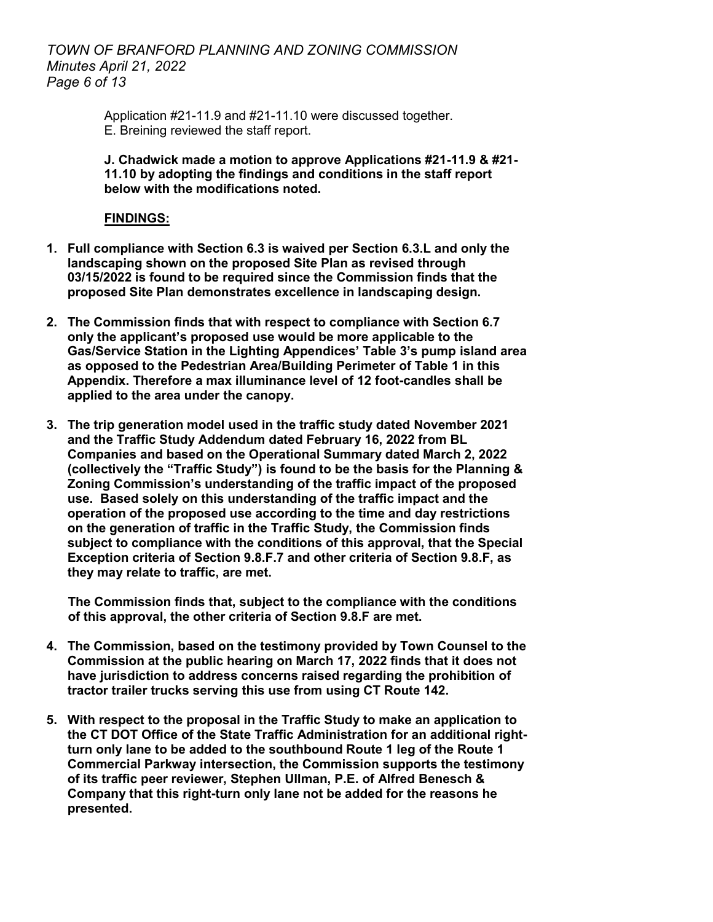Application #21-11.9 and #21-11.10 were discussed together.
E. Breining reviewed the staff report.

**J. Chadwick made a motion to approve Applications #21-11.9 & #21-11.10 by adopting the findings and conditions in the staff report below with the modifications noted.**

**<u>FINDINGS:</u>**

1. **Full compliance with Section 6.3 is waived per Section 6.3.L and only the landscaping shown on the proposed Site Plan as revised through 03/15/2022 is found to be required since the Commission finds that the proposed Site Plan demonstrates excellence in landscaping design.**

2. **The Commission finds that with respect to compliance with Section 6.7 only the applicant's proposed use would be more applicable to the Gas/Service Station in the Lighting Appendices' Table 3's pump island area as opposed to the Pedestrian Area/Building Perimeter of Table 1 in this Appendix. Therefore a max illuminance level of 12 foot-candles shall be applied to the area under the canopy.**

3. **The trip generation model used in the traffic study dated November 2021 and the Traffic Study Addendum dated February 16, 2022 from BL Companies and based on the Operational Summary dated March 2, 2022 (collectively the "Traffic Study") is found to be the basis for the Planning & Zoning Commission's understanding of the traffic impact of the proposed use. Based solely on this understanding of the traffic impact and the operation of the proposed use according to the time and day restrictions on the generation of traffic in the Traffic Study, the Commission finds subject to compliance with the conditions of this approval, that the Special Exception criteria of Section 9.8.F.7 and other criteria of Section 9.8.F, as they may relate to traffic, are met.**

   **The Commission finds that, subject to the compliance with the conditions of this approval, the other criteria of Section 9.8.F are met.**

4. **The Commission, based on the testimony provided by Town Counsel to the Commission at the public hearing on March 17, 2022 finds that it does not have jurisdiction to address concerns raised regarding the prohibition of tractor trailer trucks serving this use from using CT Route 142.**

5. **With respect to the proposal in the Traffic Study to make an application to the CT DOT Office of the State Traffic Administration for an additional right-turn only lane to be added to the southbound Route 1 leg of the Route 1 Commercial Parkway intersection, the Commission supports the testimony of its traffic peer reviewer, Stephen Ullman, P.E. of Alfred Benesch & Company that this right-turn only lane not be added for the reasons he presented.**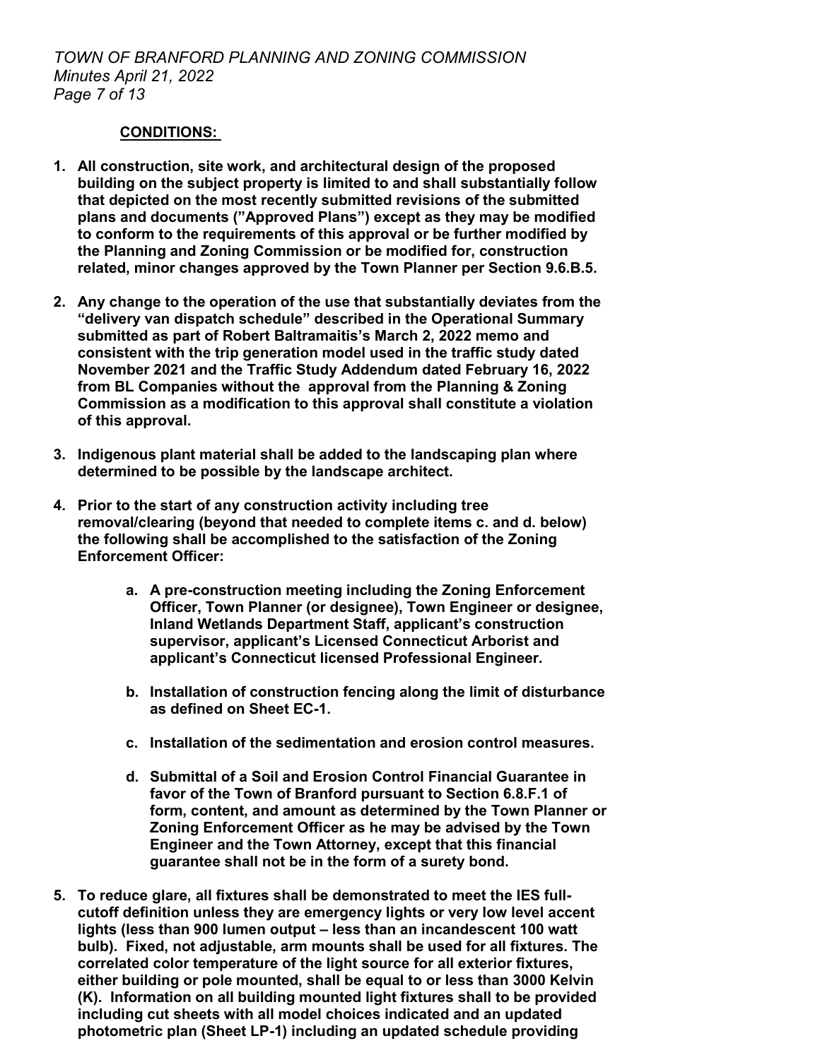**CONDITIONS:**

1. **All construction, site work, and architectural design of the proposed building on the subject property is limited to and shall substantially follow that depicted on the most recently submitted revisions of the submitted plans and documents (”Approved Plans”) except as they may be modified to conform to the requirements of this approval or be further modified by the Planning and Zoning Commission or be modified for, construction related, minor changes approved by the Town Planner per Section 9.6.B.5.**

2. **Any change to the operation of the use that substantially deviates from the “delivery van dispatch schedule” described in the Operational Summary submitted as part of Robert Baltramaitis’s March 2, 2022 memo and consistent with the trip generation model used in the traffic study dated November 2021 and the Traffic Study Addendum dated February 16, 2022 from BL Companies without the approval from the Planning & Zoning Commission as a modification to this approval shall constitute a violation of this approval.**

3. **Indigenous plant material shall be added to the landscaping plan where determined to be possible by the landscape architect.**

4. **Prior to the start of any construction activity including tree removal/clearing (beyond that needed to complete items c. and d. below) the following shall be accomplished to the satisfaction of the Zoning Enforcement Officer:**

   a. **A pre-construction meeting including the Zoning Enforcement Officer, Town Planner (or designee), Town Engineer or designee, Inland Wetlands Department Staff, applicant’s construction supervisor, applicant’s Licensed Connecticut Arborist and applicant’s Connecticut licensed Professional Engineer.**

   b. **Installation of construction fencing along the limit of disturbance as defined on Sheet EC-1.**

   c. **Installation of the sedimentation and erosion control measures.**

   d. **Submittal of a Soil and Erosion Control Financial Guarantee in favor of the Town of Branford pursuant to Section 6.8.F.1 of form, content, and amount as determined by the Town Planner or Zoning Enforcement Officer as he may be advised by the Town Engineer and the Town Attorney, except that this financial guarantee shall not be in the form of a surety bond.**

5. **To reduce glare, all fixtures shall be demonstrated to meet the IES full-cutoff definition unless they are emergency lights or very low level accent lights (less than 900 lumen output – less than an incandescent 100 watt bulb). Fixed, not adjustable, arm mounts shall be used for all fixtures. The correlated color temperature of the light source for all exterior fixtures, either building or pole mounted, shall be equal to or less than 3000 Kelvin (K). Information on all building mounted light fixtures shall to be provided including cut sheets with all model choices indicated and an updated photometric plan (Sheet LP-1) including an updated schedule providing**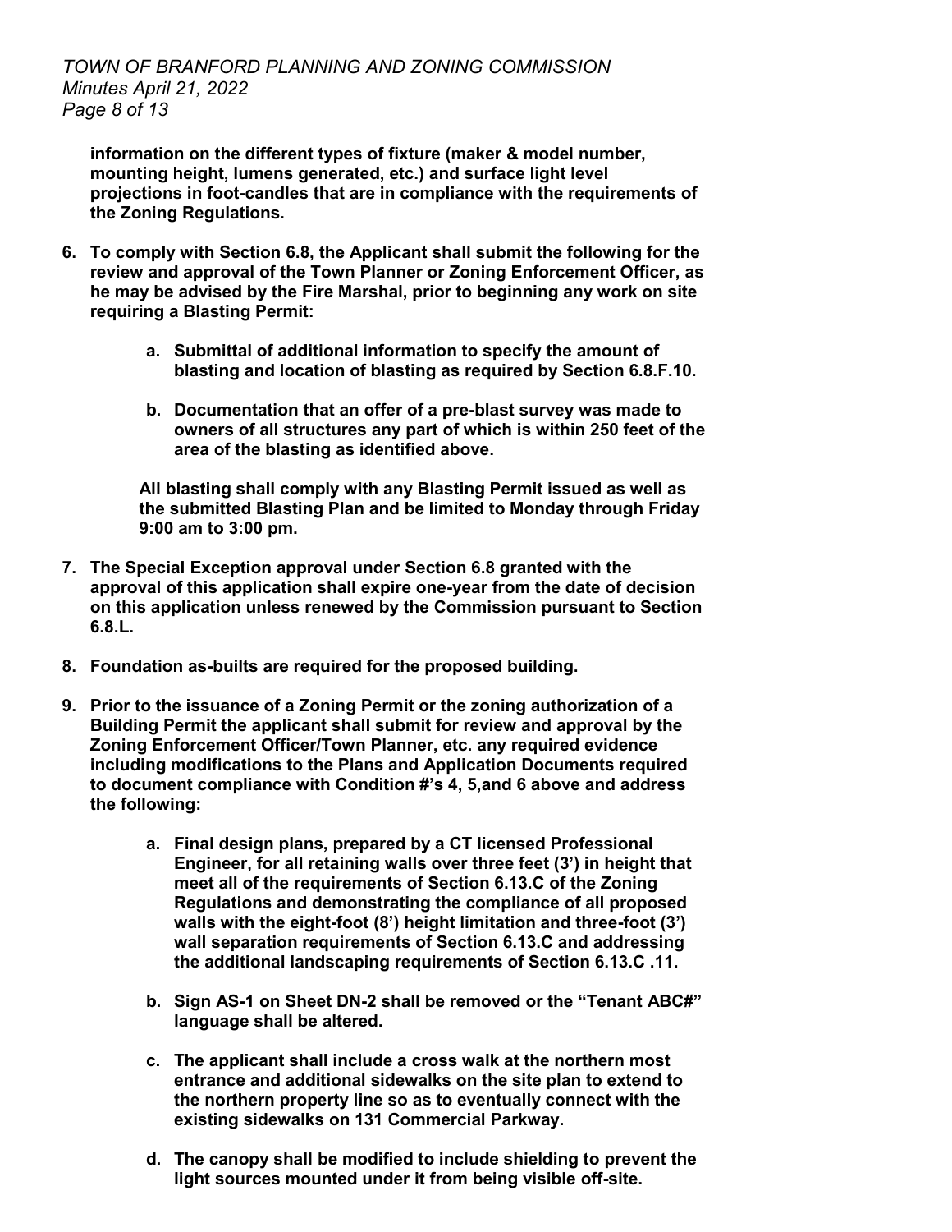**information on the different types of fixture (maker & model number, mounting height, lumens generated, etc.) and surface light level projections in foot-candles that are in compliance with the requirements of the Zoning Regulations.**

6. **To comply with Section 6.8, the Applicant shall submit the following for the review and approval of the Town Planner or Zoning Enforcement Officer, as he may be advised by the Fire Marshal, prior to beginning any work on site requiring a Blasting Permit:**

   a. **Submittal of additional information to specify the amount of blasting and location of blasting as required by Section 6.8.F.10.**

   b. **Documentation that an offer of a pre-blast survey was made to owners of all structures any part of which is within 250 feet of the area of the blasting as identified above.**

   **All blasting shall comply with any Blasting Permit issued as well as the submitted Blasting Plan and be limited to Monday through Friday 9:00 am to 3:00 pm.**

7. **The Special Exception approval under Section 6.8 granted with the approval of this application shall expire one-year from the date of decision on this application unless renewed by the Commission pursuant to Section 6.8.L.**

8. **Foundation as-builts are required for the proposed building.**

9. **Prior to the issuance of a Zoning Permit or the zoning authorization of a Building Permit the applicant shall submit for review and approval by the Zoning Enforcement Officer/Town Planner, etc. any required evidence including modifications to the Plans and Application Documents required to document compliance with Condition #'s 4, 5,and 6 above and address the following:**

   a. **Final design plans, prepared by a CT licensed Professional Engineer, for all retaining walls over three feet (3') in height that meet all of the requirements of Section 6.13.C of the Zoning Regulations and demonstrating the compliance of all proposed walls with the eight-foot (8') height limitation and three-foot (3') wall separation requirements of Section 6.13.C and addressing the additional landscaping requirements of Section 6.13.C .11.**

   b. **Sign AS-1 on Sheet DN-2 shall be removed or the "Tenant ABC#" language shall be altered.**

   c. **The applicant shall include a cross walk at the northern most entrance and additional sidewalks on the site plan to extend to the northern property line so as to eventually connect with the existing sidewalks on 131 Commercial Parkway.**

   d. **The canopy shall be modified to include shielding to prevent the light sources mounted under it from being visible off-site.**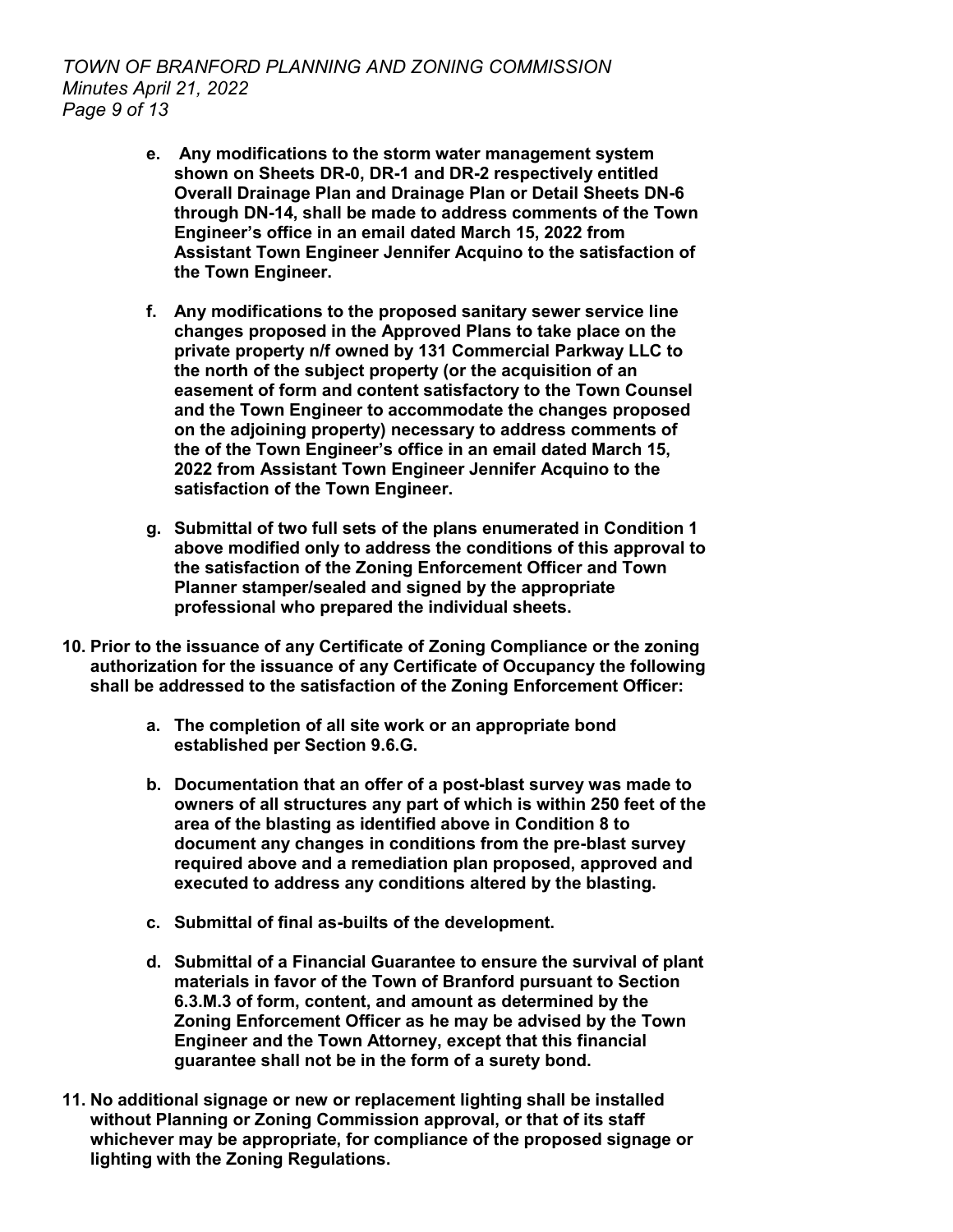**e. Any modifications to the storm water management system shown on Sheets DR-0, DR-1 and DR-2 respectively entitled Overall Drainage Plan and Drainage Plan or Detail Sheets DN-6 through DN-14, shall be made to address comments of the Town Engineer's office in an email dated March 15, 2022 from Assistant Town Engineer Jennifer Acquino to the satisfaction of the Town Engineer.**

**f. Any modifications to the proposed sanitary sewer service line changes proposed in the Approved Plans to take place on the private property n/f owned by 131 Commercial Parkway LLC to the north of the subject property (or the acquisition of an easement of form and content satisfactory to the Town Counsel and the Town Engineer to accommodate the changes proposed on the adjoining property) necessary to address comments of the of the Town Engineer's office in an email dated March 15, 2022 from Assistant Town Engineer Jennifer Acquino to the satisfaction of the Town Engineer.**

**g. Submittal of two full sets of the plans enumerated in Condition 1 above modified only to address the conditions of this approval to the satisfaction of the Zoning Enforcement Officer and Town Planner stamper/sealed and signed by the appropriate professional who prepared the individual sheets.**

**10. Prior to the issuance of any Certificate of Zoning Compliance or the zoning authorization for the issuance of any Certificate of Occupancy the following shall be addressed to the satisfaction of the Zoning Enforcement Officer:**

**a. The completion of all site work or an appropriate bond established per Section 9.6.G.**

**b. Documentation that an offer of a post-blast survey was made to owners of all structures any part of which is within 250 feet of the area of the blasting as identified above in Condition 8 to document any changes in conditions from the pre-blast survey required above and a remediation plan proposed, approved and executed to address any conditions altered by the blasting.**

**c. Submittal of final as-builts of the development.**

**d. Submittal of a Financial Guarantee to ensure the survival of plant materials in favor of the Town of Branford pursuant to Section 6.3.M.3 of form, content, and amount as determined by the Zoning Enforcement Officer as he may be advised by the Town Engineer and the Town Attorney, except that this financial guarantee shall not be in the form of a surety bond.**

**11. No additional signage or new or replacement lighting shall be installed without Planning or Zoning Commission approval, or that of its staff whichever may be appropriate, for compliance of the proposed signage or lighting with the Zoning Regulations.**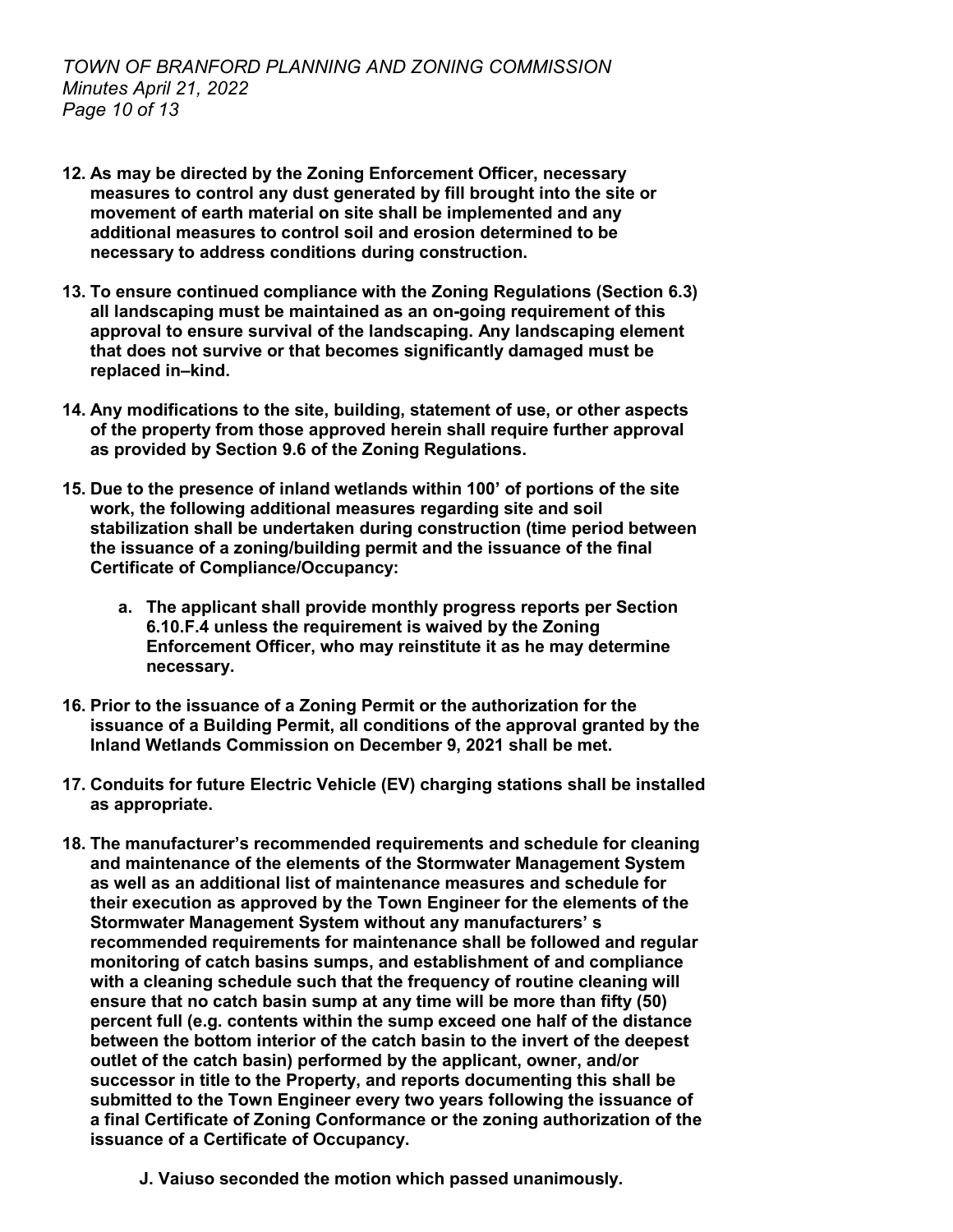**12. As may be directed by the Zoning Enforcement Officer, necessary measures to control any dust generated by fill brought into the site or movement of earth material on site shall be implemented and any additional measures to control soil and erosion determined to be necessary to address conditions during construction.**

**13. To ensure continued compliance with the Zoning Regulations (Section 6.3) all landscaping must be maintained as an on-going requirement of this approval to ensure survival of the landscaping. Any landscaping element that does not survive or that becomes significantly damaged must be replaced in–kind.**

**14. Any modifications to the site, building, statement of use, or other aspects of the property from those approved herein shall require further approval as provided by Section 9.6 of the Zoning Regulations.**

**15. Due to the presence of inland wetlands within 100' of portions of the site work, the following additional measures regarding site and soil stabilization shall be undertaken during construction (time period between the issuance of a zoning/building permit and the issuance of the final Certificate of Compliance/Occupancy:**

   **a. The applicant shall provide monthly progress reports per Section 6.10.F.4 unless the requirement is waived by the Zoning Enforcement Officer, who may reinstitute it as he may determine necessary.**

**16. Prior to the issuance of a Zoning Permit or the authorization for the issuance of a Building Permit, all conditions of the approval granted by the Inland Wetlands Commission on December 9, 2021 shall be met.**

**17. Conduits for future Electric Vehicle (EV) charging stations shall be installed as appropriate.**

**18. The manufacturer's recommended requirements and schedule for cleaning and maintenance of the elements of the Stormwater Management System as well as an additional list of maintenance measures and schedule for their execution as approved by the Town Engineer for the elements of the Stormwater Management System without any manufacturers' s recommended requirements for maintenance shall be followed and regular monitoring of catch basins sumps, and establishment of and compliance with a cleaning schedule such that the frequency of routine cleaning will ensure that no catch basin sump at any time will be more than fifty (50) percent full (e.g. contents within the sump exceed one half of the distance between the bottom interior of the catch basin to the invert of the deepest outlet of the catch basin) performed by the applicant, owner, and/or successor in title to the Property, and reports documenting this shall be submitted to the Town Engineer every two years following the issuance of a final Certificate of Zoning Conformance or the zoning authorization of the issuance of a Certificate of Occupancy.**

**J. Vaiuso seconded the motion which passed unanimously.**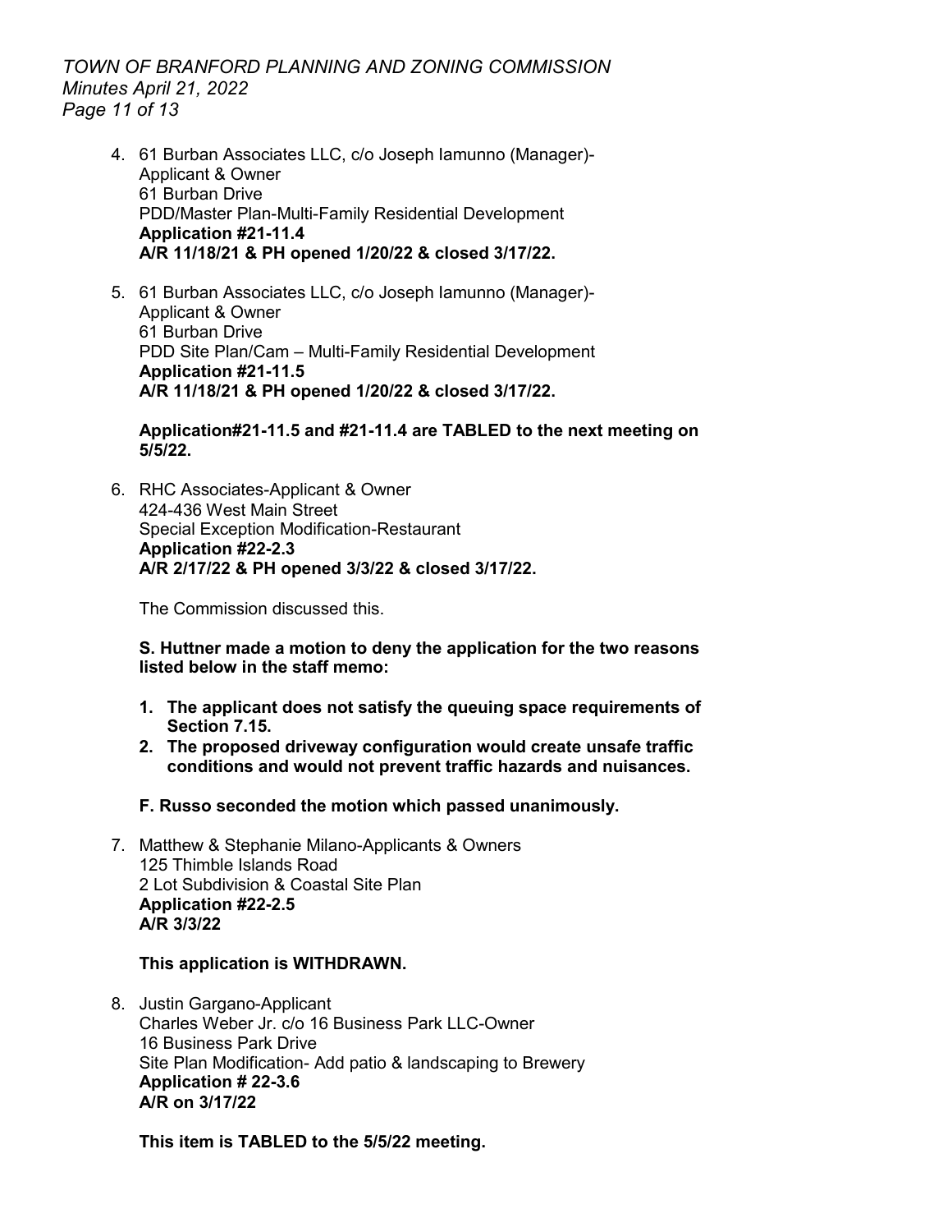4. 61 Burban Associates LLC, c/o Joseph Iamunno (Manager)-
   Applicant & Owner
   61 Burban Drive
   PDD/Master Plan-Multi-Family Residential Development
   **Application #21-11.4**
   **A/R 11/18/21 & PH opened 1/20/22 & closed 3/17/22.**

5. 61 Burban Associates LLC, c/o Joseph Iamunno (Manager)-
   Applicant & Owner
   61 Burban Drive
   PDD Site Plan/Cam – Multi-Family Residential Development
   **Application #21-11.5**
   **A/R 11/18/21 & PH opened 1/20/22 & closed 3/17/22.**

   **Application#21-11.5 and #21-11.4 are TABLED to the next meeting on 5/5/22.**

6. RHC Associates-Applicant & Owner
   424-436 West Main Street
   Special Exception Modification-Restaurant
   **Application #22-2.3**
   **A/R 2/17/22 & PH opened 3/3/22 & closed 3/17/22.**

   The Commission discussed this.

   **S. Huttner made a motion to deny the application for the two reasons listed below in the staff memo:**

   1. **The applicant does not satisfy the queuing space requirements of Section 7.15.**
   2. **The proposed driveway configuration would create unsafe traffic conditions and would not prevent traffic hazards and nuisances.**

   **F. Russo seconded the motion which passed unanimously.**

7. Matthew & Stephanie Milano-Applicants & Owners
   125 Thimble Islands Road
   2 Lot Subdivision & Coastal Site Plan
   **Application #22-2.5**
   **A/R 3/3/22**

   **This application is WITHDRAWN.**

8. Justin Gargano-Applicant
   Charles Weber Jr. c/o 16 Business Park LLC-Owner
   16 Business Park Drive
   Site Plan Modification- Add patio & landscaping to Brewery
   **Application # 22-3.6**
   **A/R on 3/17/22**

   **This item is TABLED to the 5/5/22 meeting.**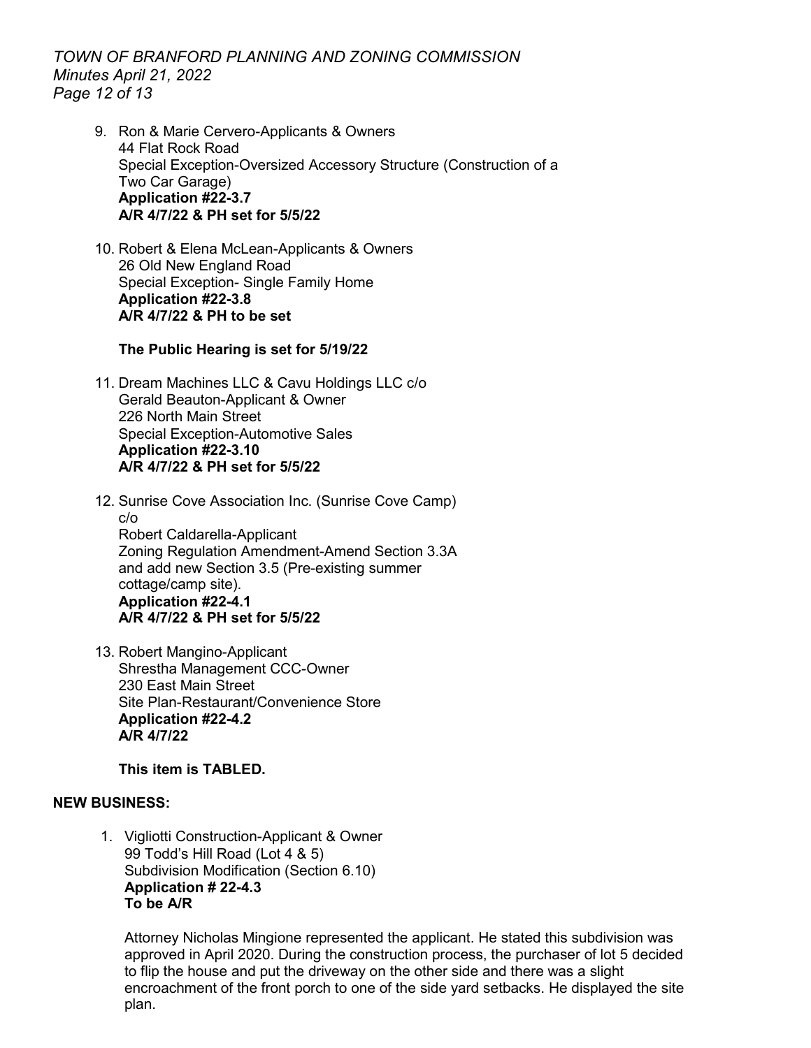9. Ron & Marie Cervero-Applicants & Owners
   44 Flat Rock Road
   Special Exception-Oversized Accessory Structure (Construction of a Two Car Garage)
   **Application #22-3.7**
   **A/R 4/7/22 & PH set for 5/5/22**

10. Robert & Elena McLean-Applicants & Owners
    26 Old New England Road
    Special Exception- Single Family Home
    **Application #22-3.8**
    **A/R 4/7/22 & PH to be set**

    **The Public Hearing is set for 5/19/22**

11. Dream Machines LLC & Cavu Holdings LLC c/o
    Gerald Beauton-Applicant & Owner
    226 North Main Street
    Special Exception-Automotive Sales
    **Application #22-3.10**
    **A/R 4/7/22 & PH set for 5/5/22**

12. Sunrise Cove Association Inc. (Sunrise Cove Camp)
    c/o
    Robert Caldarella-Applicant
    Zoning Regulation Amendment-Amend Section 3.3A and add new Section 3.5 (Pre-existing summer cottage/camp site).
    **Application #22-4.1**
    **A/R 4/7/22 & PH set for 5/5/22**

13. Robert Mangino-Applicant
    Shrestha Management CCC-Owner
    230 East Main Street
    Site Plan-Restaurant/Convenience Store
    **Application #22-4.2**
    **A/R 4/7/22**

    **This item is TABLED.**

**NEW BUSINESS:**

1. Vigliotti Construction-Applicant & Owner
   99 Todd's Hill Road (Lot 4 & 5)
   Subdivision Modification (Section 6.10)
   **Application # 22-4.3**
   **To be A/R**

   Attorney Nicholas Mingione represented the applicant. He stated this subdivision was approved in April 2020. During the construction process, the purchaser of lot 5 decided to flip the house and put the driveway on the other side and there was a slight encroachment of the front porch to one of the side yard setbacks. He displayed the site plan.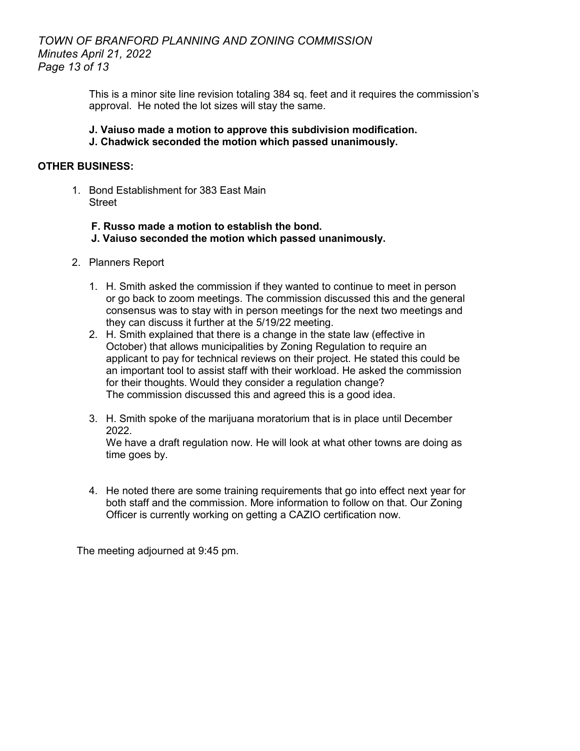This is a minor site line revision totaling 384 sq. feet and it requires the commission's approval. He noted the lot sizes will stay the same.

**J. Vaiuso made a motion to approve this subdivision modification.**
**J. Chadwick seconded the motion which passed unanimously.**

**OTHER BUSINESS:**

1. Bond Establishment for 383 East Main Street

   **F. Russo made a motion to establish the bond.**
   **J. Vaiuso seconded the motion which passed unanimously.**

2. Planners Report

   1. H. Smith asked the commission if they wanted to continue to meet in person or go back to zoom meetings. The commission discussed this and the general consensus was to stay with in person meetings for the next two meetings and they can discuss it further at the 5/19/22 meeting.
   2. H. Smith explained that there is a change in the state law (effective in October) that allows municipalities by Zoning Regulation to require an applicant to pay for technical reviews on their project. He stated this could be an important tool to assist staff with their workload. He asked the commission for their thoughts. Would they consider a regulation change?
      The commission discussed this and agreed this is a good idea.
   3. H. Smith spoke of the marijuana moratorium that is in place until December 2022.
      We have a draft regulation now. He will look at what other towns are doing as time goes by.
   4. He noted there are some training requirements that go into effect next year for both staff and the commission. More information to follow on that. Our Zoning Officer is currently working on getting a CAZIO certification now.

The meeting adjourned at 9:45 pm.